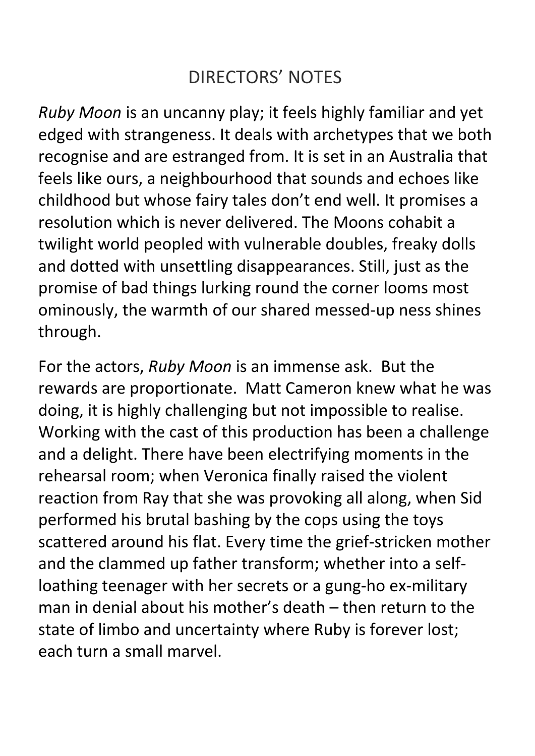# DIRECTORS' NOTES

*Ruby Moon* is an uncanny play; it feels highly familiar and yet edged with strangeness. It deals with archetypes that we both recognise and are estranged from. It is set in an Australia that feels like ours, a neighbourhood that sounds and echoes like childhood but whose fairy tales don't end well. It promises a resolution which is never delivered. The Moons cohabit a twilight world peopled with vulnerable doubles, freaky dolls and dotted with unsettling disappearances. Still, just as the promise of bad things lurking round the corner looms most ominously, the warmth of our shared messed-up ness shines through.

For the actors, *Ruby Moon* is an immense ask. But the rewards are proportionate. Matt Cameron knew what he was doing, it is highly challenging but not impossible to realise. Working with the cast of this production has been a challenge and a delight. There have been electrifying moments in the rehearsal room; when Veronica finally raised the violent reaction from Ray that she was provoking all along, when Sid performed his brutal bashing by the cops using the toys scattered around his flat. Every time the grief-stricken mother and the clammed up father transform; whether into a self-loathing teenager with her secrets or a gung-ho ex-military man in denial about his mother's death – then return to the state of limbo and uncertainty where Ruby is forever lost; each turn a small marvel.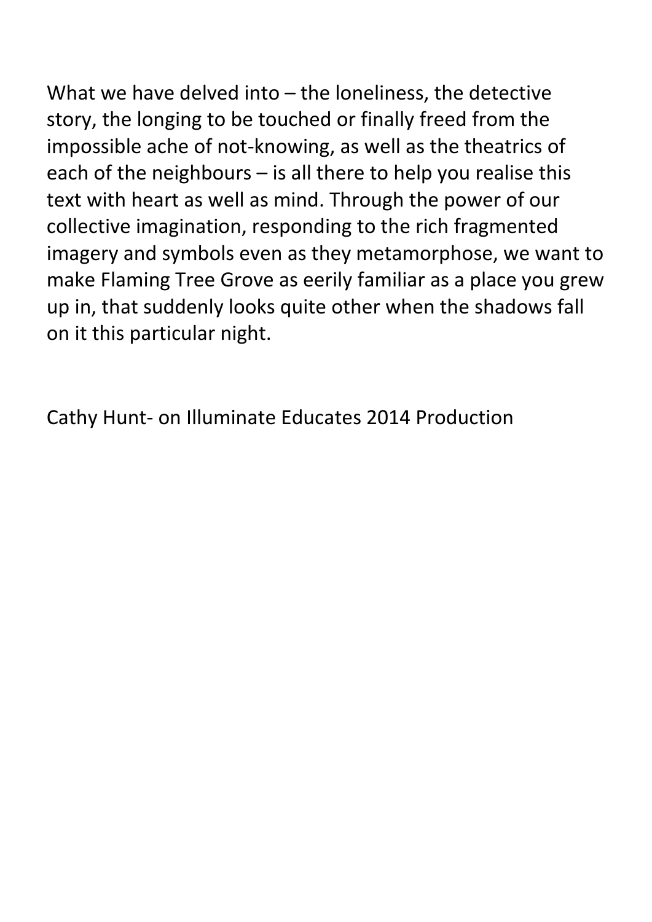What we have delved into – the loneliness, the detective story, the longing to be touched or finally freed from the impossible ache of not-knowing, as well as the theatrics of each of the neighbours – is all there to help you realise this text with heart as well as mind. Through the power of our collective imagination, responding to the rich fragmented imagery and symbols even as they metamorphose, we want to make Flaming Tree Grove as eerily familiar as a place you grew up in, that suddenly looks quite other when the shadows fall on it this particular night.

Cathy Hunt- on Illuminate Educates 2014 Production